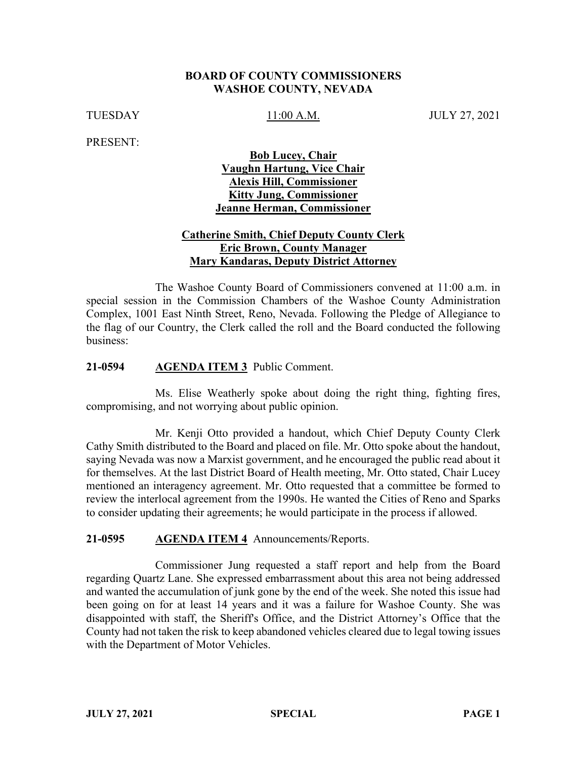**BOARD OF COUNTY COMMISSIONERS**
**WASHOE COUNTY, NEVADA**

TUESDAY 11:00 A.M. JULY 27, 2021

PRESENT:

**Bob Lucey, Chair**
**Vaughn Hartung, Vice Chair**
**Alexis Hill, Commissioner**
**Kitty Jung, Commissioner**
**Jeanne Herman, Commissioner**

**Catherine Smith, Chief Deputy County Clerk**
**Eric Brown, County Manager**
**Mary Kandaras, Deputy District Attorney**

The Washoe County Board of Commissioners convened at 11:00 a.m. in special session in the Commission Chambers of the Washoe County Administration Complex, 1001 East Ninth Street, Reno, Nevada. Following the Pledge of Allegiance to the flag of our Country, the Clerk called the roll and the Board conducted the following business:

**21-0594 AGENDA ITEM 3** Public Comment.

Ms. Elise Weatherly spoke about doing the right thing, fighting fires, compromising, and not worrying about public opinion.

Mr. Kenji Otto provided a handout, which Chief Deputy County Clerk Cathy Smith distributed to the Board and placed on file. Mr. Otto spoke about the handout, saying Nevada was now a Marxist government, and he encouraged the public read about it for themselves. At the last District Board of Health meeting, Mr. Otto stated, Chair Lucey mentioned an interagency agreement. Mr. Otto requested that a committee be formed to review the interlocal agreement from the 1990s. He wanted the Cities of Reno and Sparks to consider updating their agreements; he would participate in the process if allowed.

**21-0595 AGENDA ITEM 4** Announcements/Reports.

Commissioner Jung requested a staff report and help from the Board regarding Quartz Lane. She expressed embarrassment about this area not being addressed and wanted the accumulation of junk gone by the end of the week. She noted this issue had been going on for at least 14 years and it was a failure for Washoe County. She was disappointed with staff, the Sheriff's Office, and the District Attorney's Office that the County had not taken the risk to keep abandoned vehicles cleared due to legal towing issues with the Department of Motor Vehicles.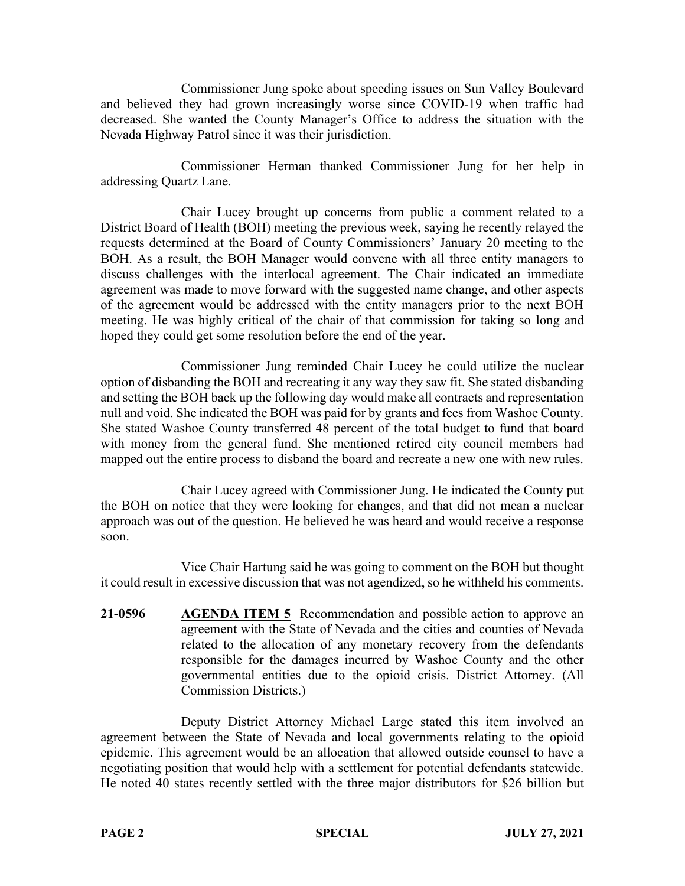Commissioner Jung spoke about speeding issues on Sun Valley Boulevard and believed they had grown increasingly worse since COVID-19 when traffic had decreased. She wanted the County Manager's Office to address the situation with the Nevada Highway Patrol since it was their jurisdiction.

Commissioner Herman thanked Commissioner Jung for her help in addressing Quartz Lane.

Chair Lucey brought up concerns from public a comment related to a District Board of Health (BOH) meeting the previous week, saying he recently relayed the requests determined at the Board of County Commissioners' January 20 meeting to the BOH. As a result, the BOH Manager would convene with all three entity managers to discuss challenges with the interlocal agreement. The Chair indicated an immediate agreement was made to move forward with the suggested name change, and other aspects of the agreement would be addressed with the entity managers prior to the next BOH meeting. He was highly critical of the chair of that commission for taking so long and hoped they could get some resolution before the end of the year.

Commissioner Jung reminded Chair Lucey he could utilize the nuclear option of disbanding the BOH and recreating it any way they saw fit. She stated disbanding and setting the BOH back up the following day would make all contracts and representation null and void. She indicated the BOH was paid for by grants and fees from Washoe County. She stated Washoe County transferred 48 percent of the total budget to fund that board with money from the general fund. She mentioned retired city council members had mapped out the entire process to disband the board and recreate a new one with new rules.

Chair Lucey agreed with Commissioner Jung. He indicated the County put the BOH on notice that they were looking for changes, and that did not mean a nuclear approach was out of the question. He believed he was heard and would receive a response soon.

Vice Chair Hartung said he was going to comment on the BOH but thought it could result in excessive discussion that was not agendized, so he withheld his comments.

**21-0596** **AGENDA ITEM 5** Recommendation and possible action to approve an agreement with the State of Nevada and the cities and counties of Nevada related to the allocation of any monetary recovery from the defendants responsible for the damages incurred by Washoe County and the other governmental entities due to the opioid crisis. District Attorney. (All Commission Districts.)

Deputy District Attorney Michael Large stated this item involved an agreement between the State of Nevada and local governments relating to the opioid epidemic. This agreement would be an allocation that allowed outside counsel to have a negotiating position that would help with a settlement for potential defendants statewide. He noted 40 states recently settled with the three major distributors for $26 billion but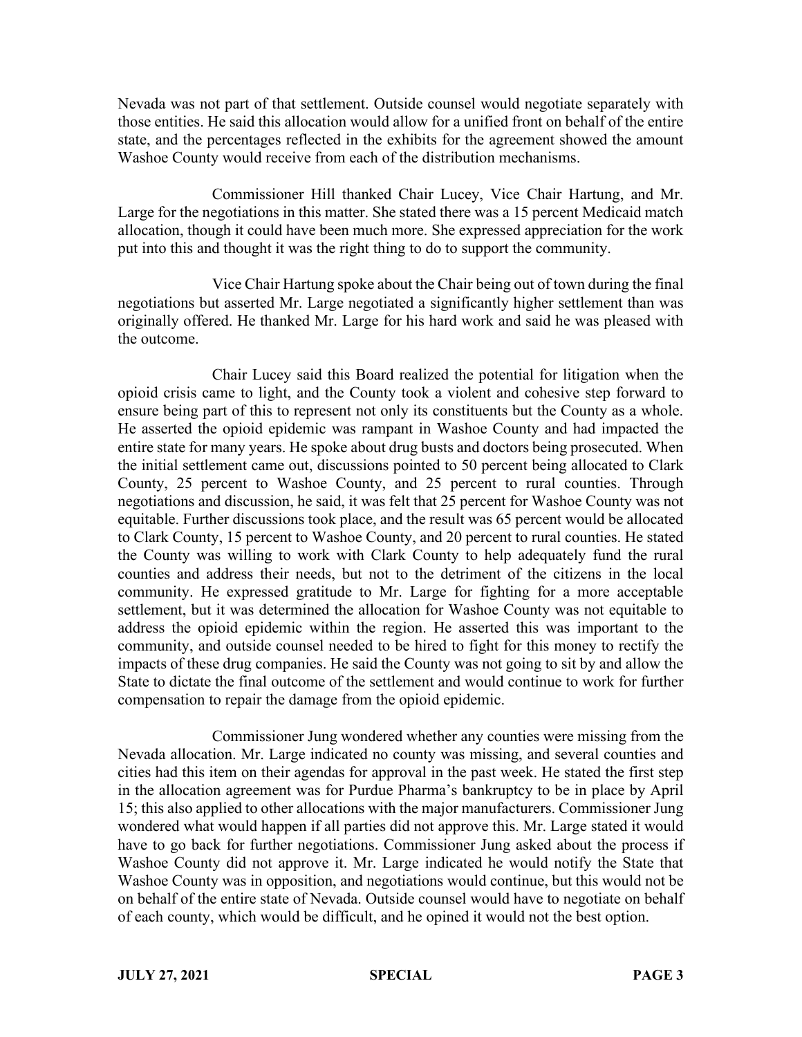Nevada was not part of that settlement. Outside counsel would negotiate separately with those entities. He said this allocation would allow for a unified front on behalf of the entire state, and the percentages reflected in the exhibits for the agreement showed the amount Washoe County would receive from each of the distribution mechanisms.

Commissioner Hill thanked Chair Lucey, Vice Chair Hartung, and Mr. Large for the negotiations in this matter. She stated there was a 15 percent Medicaid match allocation, though it could have been much more. She expressed appreciation for the work put into this and thought it was the right thing to do to support the community.

Vice Chair Hartung spoke about the Chair being out of town during the final negotiations but asserted Mr. Large negotiated a significantly higher settlement than was originally offered. He thanked Mr. Large for his hard work and said he was pleased with the outcome.

Chair Lucey said this Board realized the potential for litigation when the opioid crisis came to light, and the County took a violent and cohesive step forward to ensure being part of this to represent not only its constituents but the County as a whole. He asserted the opioid epidemic was rampant in Washoe County and had impacted the entire state for many years. He spoke about drug busts and doctors being prosecuted. When the initial settlement came out, discussions pointed to 50 percent being allocated to Clark County, 25 percent to Washoe County, and 25 percent to rural counties. Through negotiations and discussion, he said, it was felt that 25 percent for Washoe County was not equitable. Further discussions took place, and the result was 65 percent would be allocated to Clark County, 15 percent to Washoe County, and 20 percent to rural counties. He stated the County was willing to work with Clark County to help adequately fund the rural counties and address their needs, but not to the detriment of the citizens in the local community. He expressed gratitude to Mr. Large for fighting for a more acceptable settlement, but it was determined the allocation for Washoe County was not equitable to address the opioid epidemic within the region. He asserted this was important to the community, and outside counsel needed to be hired to fight for this money to rectify the impacts of these drug companies. He said the County was not going to sit by and allow the State to dictate the final outcome of the settlement and would continue to work for further compensation to repair the damage from the opioid epidemic.

Commissioner Jung wondered whether any counties were missing from the Nevada allocation. Mr. Large indicated no county was missing, and several counties and cities had this item on their agendas for approval in the past week. He stated the first step in the allocation agreement was for Purdue Pharma's bankruptcy to be in place by April 15; this also applied to other allocations with the major manufacturers. Commissioner Jung wondered what would happen if all parties did not approve this. Mr. Large stated it would have to go back for further negotiations. Commissioner Jung asked about the process if Washoe County did not approve it. Mr. Large indicated he would notify the State that Washoe County was in opposition, and negotiations would continue, but this would not be on behalf of the entire state of Nevada. Outside counsel would have to negotiate on behalf of each county, which would be difficult, and he opined it would not the best option.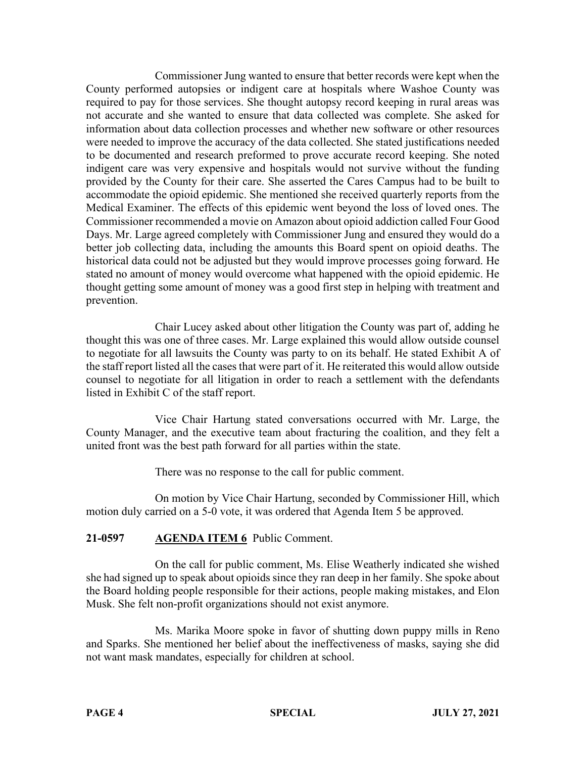Commissioner Jung wanted to ensure that better records were kept when the County performed autopsies or indigent care at hospitals where Washoe County was required to pay for those services. She thought autopsy record keeping in rural areas was not accurate and she wanted to ensure that data collected was complete. She asked for information about data collection processes and whether new software or other resources were needed to improve the accuracy of the data collected. She stated justifications needed to be documented and research preformed to prove accurate record keeping. She noted indigent care was very expensive and hospitals would not survive without the funding provided by the County for their care. She asserted the Cares Campus had to be built to accommodate the opioid epidemic. She mentioned she received quarterly reports from the Medical Examiner. The effects of this epidemic went beyond the loss of loved ones. The Commissioner recommended a movie on Amazon about opioid addiction called Four Good Days. Mr. Large agreed completely with Commissioner Jung and ensured they would do a better job collecting data, including the amounts this Board spent on opioid deaths. The historical data could not be adjusted but they would improve processes going forward. He stated no amount of money would overcome what happened with the opioid epidemic. He thought getting some amount of money was a good first step in helping with treatment and prevention.

Chair Lucey asked about other litigation the County was part of, adding he thought this was one of three cases. Mr. Large explained this would allow outside counsel to negotiate for all lawsuits the County was party to on its behalf. He stated Exhibit A of the staff report listed all the cases that were part of it. He reiterated this would allow outside counsel to negotiate for all litigation in order to reach a settlement with the defendants listed in Exhibit C of the staff report.

Vice Chair Hartung stated conversations occurred with Mr. Large, the County Manager, and the executive team about fracturing the coalition, and they felt a united front was the best path forward for all parties within the state.

There was no response to the call for public comment.

On motion by Vice Chair Hartung, seconded by Commissioner Hill, which motion duly carried on a 5-0 vote, it was ordered that Agenda Item 5 be approved.

**21-0597 AGENDA ITEM 6** Public Comment.

On the call for public comment, Ms. Elise Weatherly indicated she wished she had signed up to speak about opioids since they ran deep in her family. She spoke about the Board holding people responsible for their actions, people making mistakes, and Elon Musk. She felt non-profit organizations should not exist anymore.

Ms. Marika Moore spoke in favor of shutting down puppy mills in Reno and Sparks. She mentioned her belief about the ineffectiveness of masks, saying she did not want mask mandates, especially for children at school.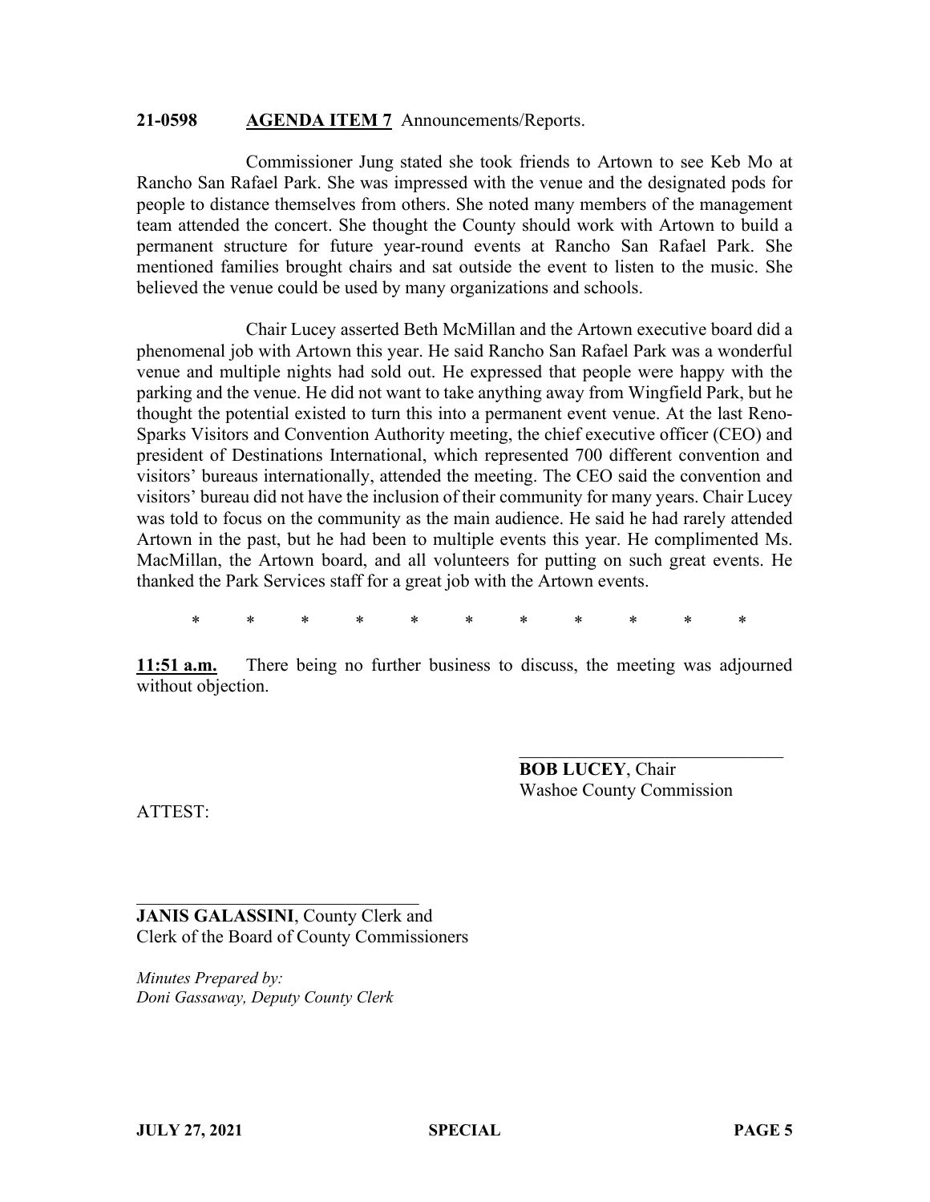**21-0598** **AGENDA ITEM 7** Announcements/Reports.

Commissioner Jung stated she took friends to Artown to see Keb Mo at Rancho San Rafael Park. She was impressed with the venue and the designated pods for people to distance themselves from others. She noted many members of the management team attended the concert. She thought the County should work with Artown to build a permanent structure for future year-round events at Rancho San Rafael Park. She mentioned families brought chairs and sat outside the event to listen to the music. She believed the venue could be used by many organizations and schools.

Chair Lucey asserted Beth McMillan and the Artown executive board did a phenomenal job with Artown this year. He said Rancho San Rafael Park was a wonderful venue and multiple nights had sold out. He expressed that people were happy with the parking and the venue. He did not want to take anything away from Wingfield Park, but he thought the potential existed to turn this into a permanent event venue. At the last Reno-Sparks Visitors and Convention Authority meeting, the chief executive officer (CEO) and president of Destinations International, which represented 700 different convention and visitors' bureaus internationally, attended the meeting. The CEO said the convention and visitors' bureau did not have the inclusion of their community for many years. Chair Lucey was told to focus on the community as the main audience. He said he had rarely attended Artown in the past, but he had been to multiple events this year. He complimented Ms. MacMillan, the Artown board, and all volunteers for putting on such great events. He thanked the Park Services staff for a great job with the Artown events.

\* \* \* \* \* \* \* \* \* \* \*

**11:51 a.m.** There being no further business to discuss, the meeting was adjourned without objection.

\_\_\_\_\_\_\_\_\_\_\_\_\_\_\_\_\_\_\_\_\_\_\_\_\_\_\_\_
**BOB LUCEY**, Chair
Washoe County Commission

ATTEST:

\_\_\_\_\_\_\_\_\_\_\_\_\_\_\_\_\_\_\_\_\_\_\_\_\_\_\_\_
**JANIS GALASSINI**, County Clerk and
Clerk of the Board of County Commissioners

*Minutes Prepared by:*
*Doni Gassaway, Deputy County Clerk*